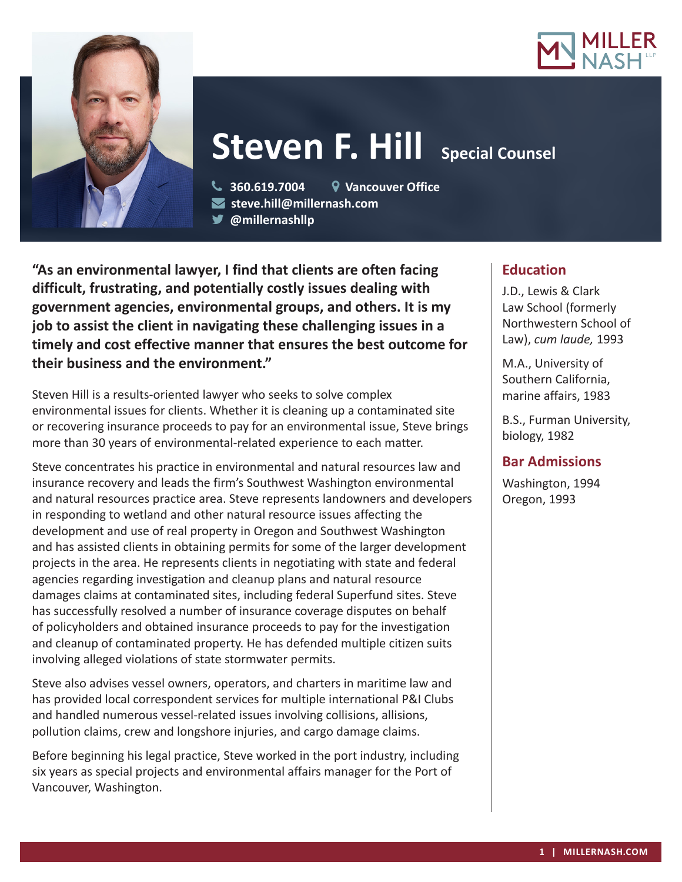# Steven F. Hill

**Special Counsel**

360.619.7004 | Vancouver Office

steve.hill@millernash.com

@millernashllp

**"As an environmental lawyer, I find that clients are often facing difficult, frustrating, and potentially costly issues dealing with government agencies, environmental groups, and others. It is my job to assist the client in navigating these challenging issues in a timely and cost effective manner that ensures the best outcome for their business and the environment."**

Steven Hill is a results-oriented lawyer who seeks to solve complex environmental issues for clients. Whether it is cleaning up a contaminated site or recovering insurance proceeds to pay for an environmental issue, Steve brings more than 30 years of environmental-related experience to each matter.

Steve concentrates his practice in environmental and natural resources law and insurance recovery and leads the firm's Southwest Washington environmental and natural resources practice area. Steve represents landowners and developers in responding to wetland and other natural resource issues affecting the development and use of real property in Oregon and Southwest Washington and has assisted clients in obtaining permits for some of the larger development projects in the area. He represents clients in negotiating with state and federal agencies regarding investigation and cleanup plans and natural resource damages claims at contaminated sites, including federal Superfund sites. Steve has successfully resolved a number of insurance coverage disputes on behalf of policyholders and obtained insurance proceeds to pay for the investigation and cleanup of contaminated property. He has defended multiple citizen suits involving alleged violations of state stormwater permits.

Steve also advises vessel owners, operators, and charters in maritime law and has provided local correspondent services for multiple international P&I Clubs and handled numerous vessel-related issues involving collisions, allisions, pollution claims, crew and longshore injuries, and cargo damage claims.

Before beginning his legal practice, Steve worked in the port industry, including six years as special projects and environmental affairs manager for the Port of Vancouver, Washington.

## Education

J.D., Lewis & Clark Law School (formerly Northwestern School of Law), *cum laude,* 1993

M.A., University of Southern California, marine affairs, 1983

B.S., Furman University, biology, 1982

## Bar Admissions

Washington, 1994
Oregon, 1993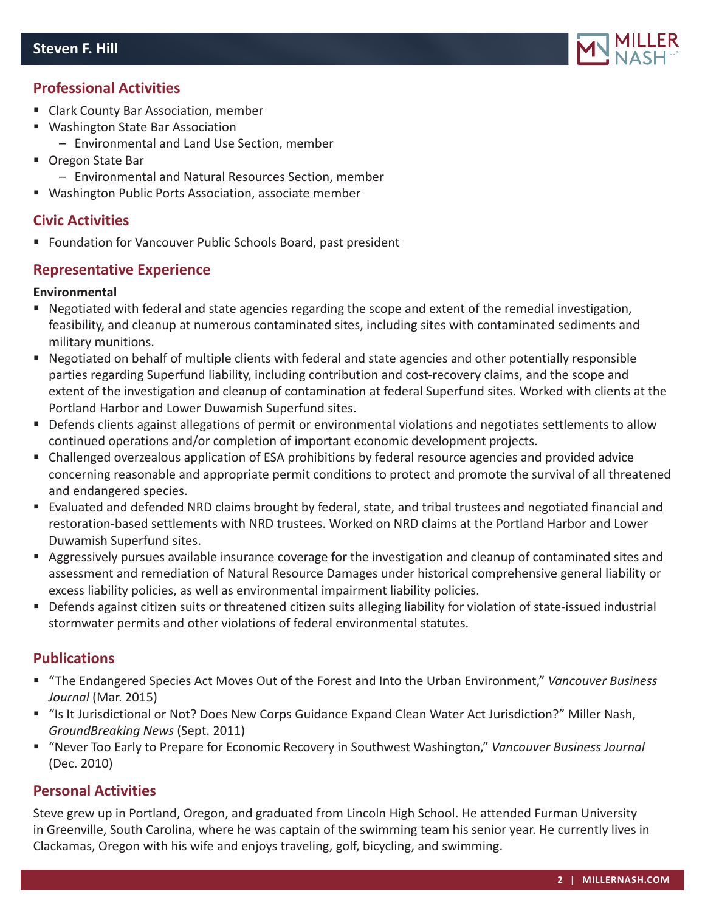## Professional Activities

- Clark County Bar Association, member
- Washington State Bar Association
  - Environmental and Land Use Section, member
- Oregon State Bar
  - Environmental and Natural Resources Section, member
- Washington Public Ports Association, associate member

## Civic Activities

- Foundation for Vancouver Public Schools Board, past president

## Representative Experience

**Environmental**

- Negotiated with federal and state agencies regarding the scope and extent of the remedial investigation, feasibility, and cleanup at numerous contaminated sites, including sites with contaminated sediments and military munitions.
- Negotiated on behalf of multiple clients with federal and state agencies and other potentially responsible parties regarding Superfund liability, including contribution and cost-recovery claims, and the scope and extent of the investigation and cleanup of contamination at federal Superfund sites. Worked with clients at the Portland Harbor and Lower Duwamish Superfund sites.
- Defends clients against allegations of permit or environmental violations and negotiates settlements to allow continued operations and/or completion of important economic development projects.
- Challenged overzealous application of ESA prohibitions by federal resource agencies and provided advice concerning reasonable and appropriate permit conditions to protect and promote the survival of all threatened and endangered species.
- Evaluated and defended NRD claims brought by federal, state, and tribal trustees and negotiated financial and restoration-based settlements with NRD trustees. Worked on NRD claims at the Portland Harbor and Lower Duwamish Superfund sites.
- Aggressively pursues available insurance coverage for the investigation and cleanup of contaminated sites and assessment and remediation of Natural Resource Damages under historical comprehensive general liability or excess liability policies, as well as environmental impairment liability policies.
- Defends against citizen suits or threatened citizen suits alleging liability for violation of state-issued industrial stormwater permits and other violations of federal environmental statutes.

## Publications

- "The Endangered Species Act Moves Out of the Forest and Into the Urban Environment," *Vancouver Business Journal* (Mar. 2015)
- "Is It Jurisdictional or Not? Does New Corps Guidance Expand Clean Water Act Jurisdiction?" Miller Nash, *GroundBreaking News* (Sept. 2011)
- "Never Too Early to Prepare for Economic Recovery in Southwest Washington," *Vancouver Business Journal* (Dec. 2010)

## Personal Activities

Steve grew up in Portland, Oregon, and graduated from Lincoln High School. He attended Furman University in Greenville, South Carolina, where he was captain of the swimming team his senior year. He currently lives in Clackamas, Oregon with his wife and enjoys traveling, golf, bicycling, and swimming.